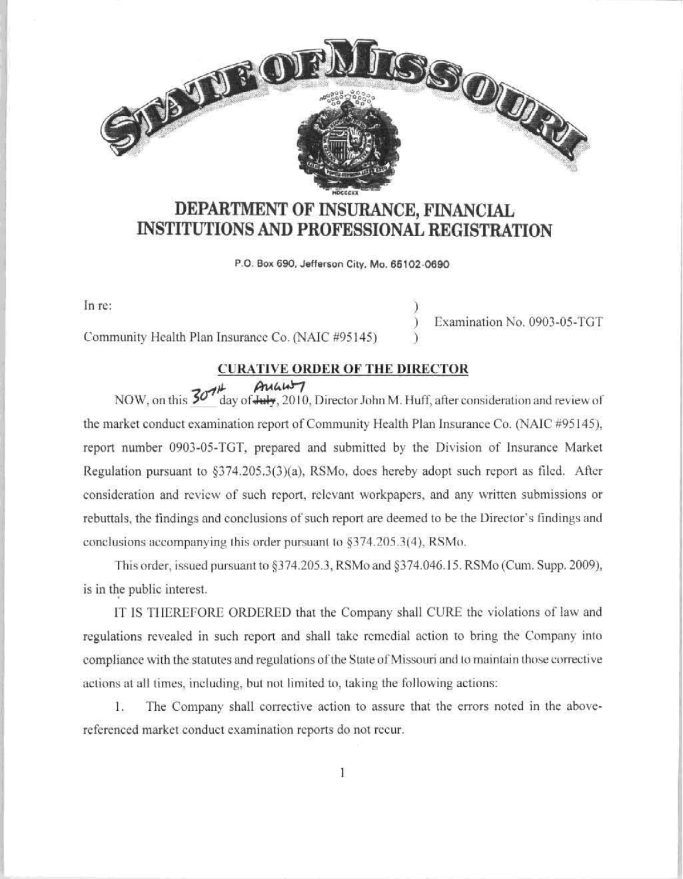# STATE OF MISSOURI

## DEPARTMENT OF INSURANCE, FINANCIAL INSTITUTIONS AND PROFESSIONAL REGISTRATION

P.O. Box 690, Jefferson City, Mo. 65102-0690

In re: )
Community Health Plan Insurance Co. (NAIC #95145) ) Examination No. 0903-05-TGT
)

**CURATIVE ORDER OF THE DIRECTOR**

NOW, on this 30TH day of ~~July~~ August, 2010, Director John M. Huff, after consideration and review of the market conduct examination report of Community Health Plan Insurance Co. (NAIC #95145), report number 0903-05-TGT, prepared and submitted by the Division of Insurance Market Regulation pursuant to §374.205.3(3)(a), RSMo, does hereby adopt such report as filed. After consideration and review of such report, relevant workpapers, and any written submissions or rebuttals, the findings and conclusions of such report are deemed to be the Director's findings and conclusions accompanying this order pursuant to §374.205.3(4), RSMo.

This order, issued pursuant to §374.205.3, RSMo and §374.046.15. RSMo (Cum. Supp. 2009), is in the public interest.

IT IS THEREFORE ORDERED that the Company shall CURE the violations of law and regulations revealed in such report and shall take remedial action to bring the Company into compliance with the statutes and regulations of the State of Missouri and to maintain those corrective actions at all times, including, but not limited to, taking the following actions:

1. The Company shall corrective action to assure that the errors noted in the above-referenced market conduct examination reports do not recur.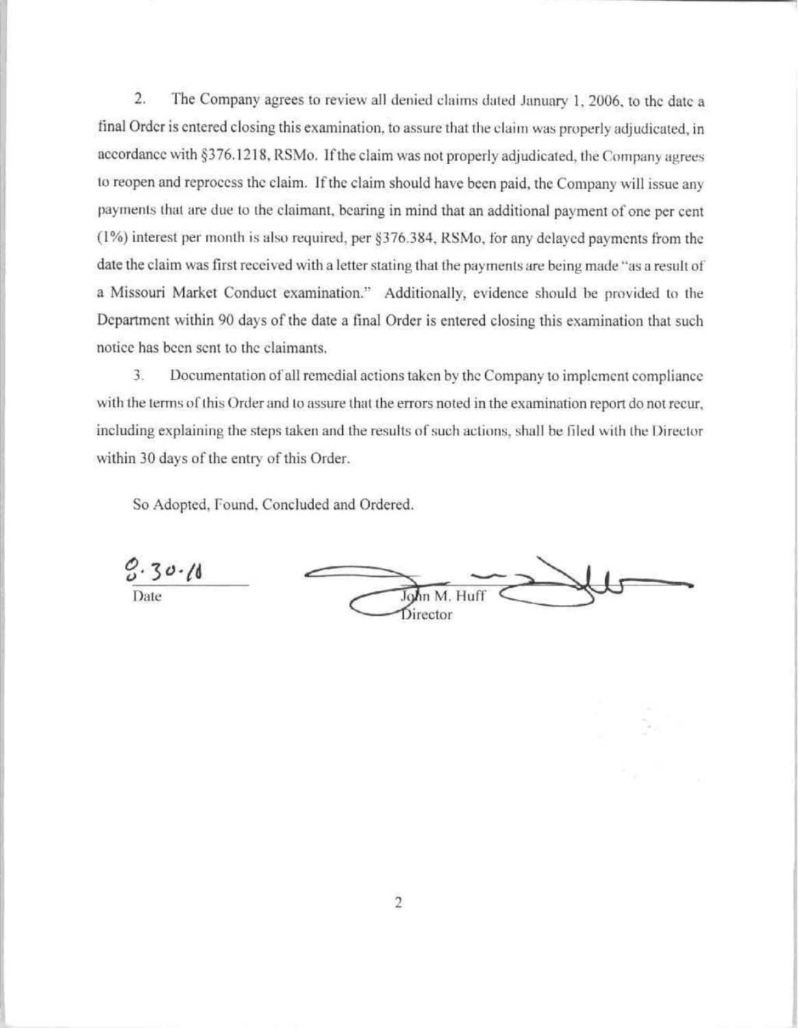2. The Company agrees to review all denied claims dated January 1, 2006, to the date a final Order is entered closing this examination, to assure that the claim was properly adjudicated, in accordance with §376.1218, RSMo. If the claim was not properly adjudicated, the Company agrees to reopen and reprocess the claim. If the claim should have been paid, the Company will issue any payments that are due to the claimant, bearing in mind that an additional payment of one per cent (1%) interest per month is also required, per §376.384, RSMo, for any delayed payments from the date the claim was first received with a letter stating that the payments are being made "as a result of a Missouri Market Conduct examination." Additionally, evidence should be provided to the Department within 90 days of the date a final Order is entered closing this examination that such notice has been sent to the claimants.

3. Documentation of all remedial actions taken by the Company to implement compliance with the terms of this Order and to assure that the errors noted in the examination report do not recur, including explaining the steps taken and the results of such actions, shall be filed with the Director within 30 days of the entry of this Order.

So Adopted, Found, Concluded and Ordered.

8.30.10
Date

John M. Huff
Director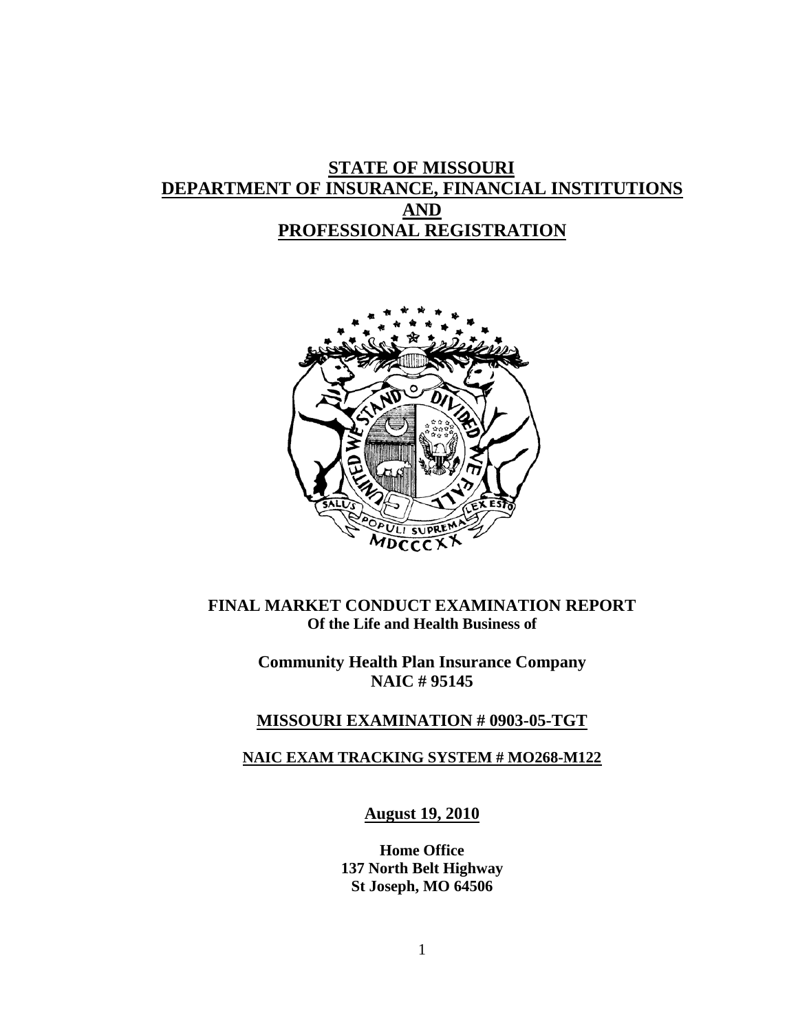# STATE OF MISSOURI
# DEPARTMENT OF INSURANCE, FINANCIAL INSTITUTIONS AND PROFESSIONAL REGISTRATION

**FINAL MARKET CONDUCT EXAMINATION REPORT**
**Of the Life and Health Business of**

**Community Health Plan Insurance Company**
**NAIC # 95145**

**MISSOURI EXAMINATION # 0903-05-TGT**

**NAIC EXAM TRACKING SYSTEM # MO268-M122**

**August 19, 2010**

**Home Office**
**137 North Belt Highway**
**St Joseph, MO 64506**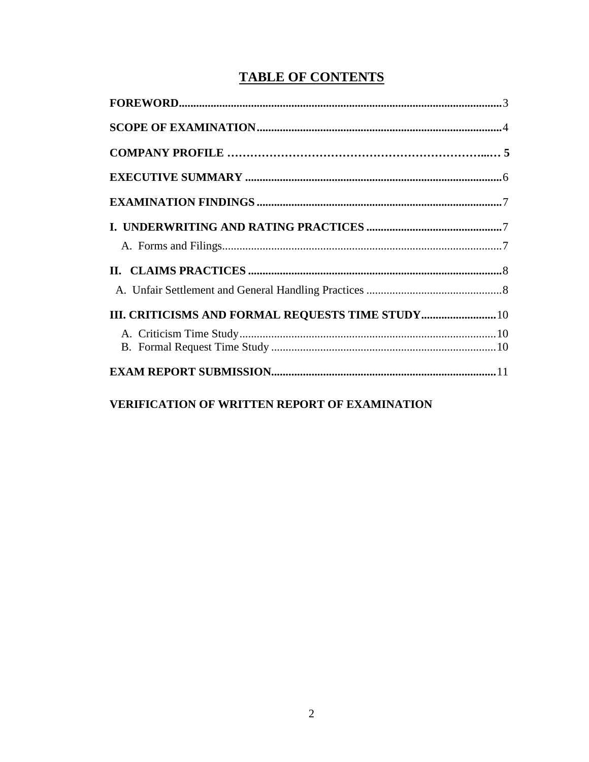# TABLE OF CONTENTS

**FOREWORD**......................................................................................................3

**SCOPE OF EXAMINATION**..............................................................................4

**COMPANY PROFILE** ……………………………………………………………...… **5**

**EXECUTIVE SUMMARY**.................................................................................6

**EXAMINATION FINDINGS**..............................................................................7

**I. UNDERWRITING AND RATING PRACTICES**.............................................7

A. Forms and Filings...........................................................................................7

**II. CLAIMS PRACTICES**....................................................................................8

A. Unfair Settlement and General Handling Practices...........................................8

**III. CRITICISMS AND FORMAL REQUESTS TIME STUDY**..........................10

A. Criticism Time Study......................................................................................10

B. Formal Request Time Study...........................................................................10

**EXAM REPORT SUBMISSION**......................................................................11

**VERIFICATION OF WRITTEN REPORT OF EXAMINATION**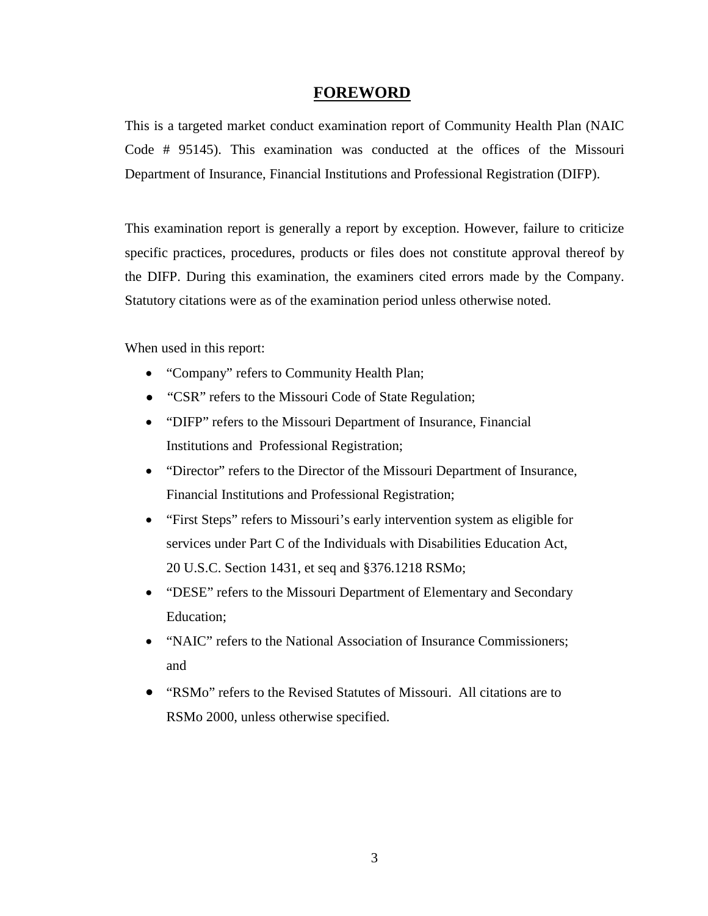# FOREWORD

This is a targeted market conduct examination report of Community Health Plan (NAIC Code # 95145). This examination was conducted at the offices of the Missouri Department of Insurance, Financial Institutions and Professional Registration (DIFP).

This examination report is generally a report by exception. However, failure to criticize specific practices, procedures, products or files does not constitute approval thereof by the DIFP. During this examination, the examiners cited errors made by the Company. Statutory citations were as of the examination period unless otherwise noted.

When used in this report:

- "Company" refers to Community Health Plan;
- "CSR" refers to the Missouri Code of State Regulation;
- "DIFP" refers to the Missouri Department of Insurance, Financial Institutions and Professional Registration;
- "Director" refers to the Director of the Missouri Department of Insurance, Financial Institutions and Professional Registration;
- "First Steps" refers to Missouri's early intervention system as eligible for services under Part C of the Individuals with Disabilities Education Act, 20 U.S.C. Section 1431, et seq and §376.1218 RSMo;
- "DESE" refers to the Missouri Department of Elementary and Secondary Education;
- "NAIC" refers to the National Association of Insurance Commissioners; and
- "RSMo" refers to the Revised Statutes of Missouri. All citations are to RSMo 2000, unless otherwise specified.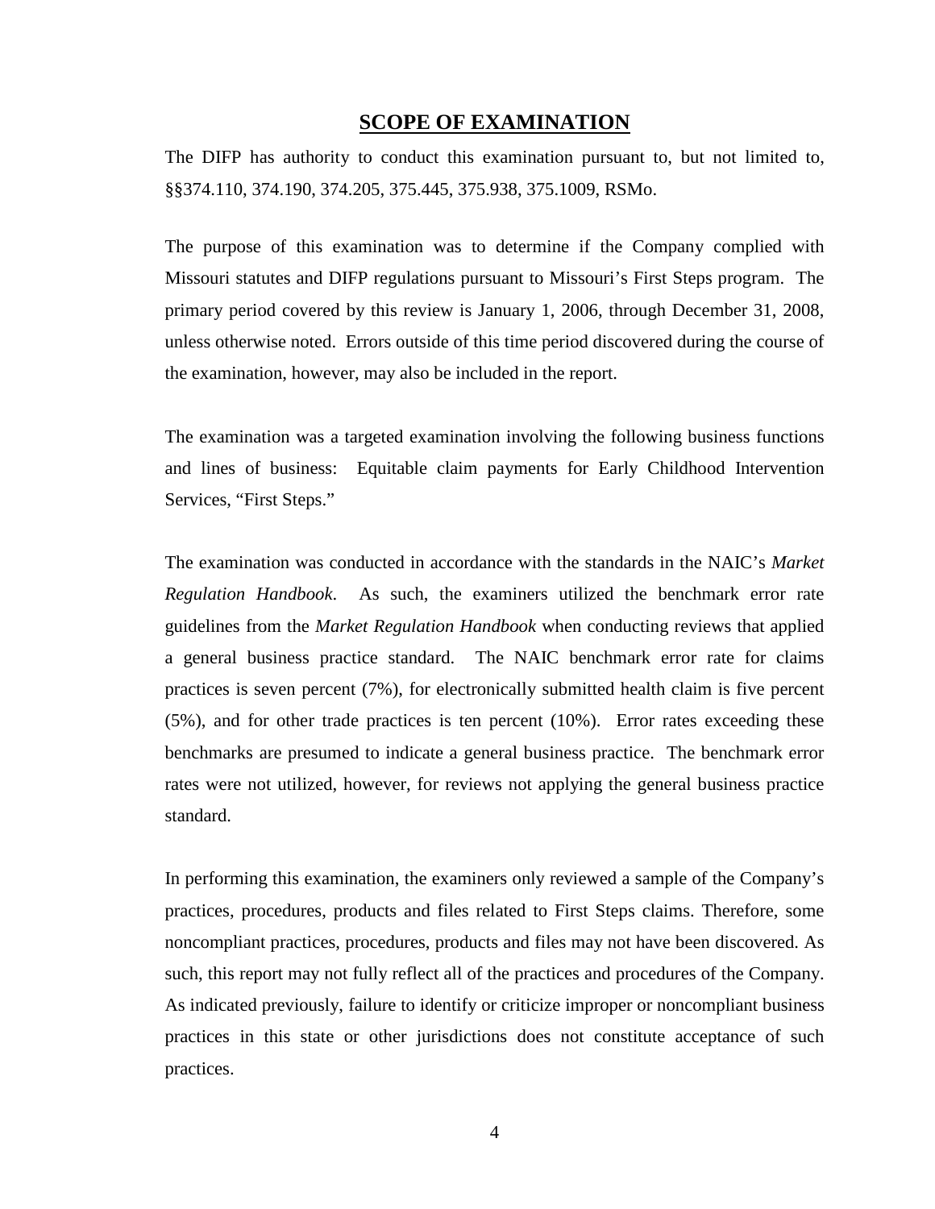## SCOPE OF EXAMINATION

The DIFP has authority to conduct this examination pursuant to, but not limited to, §§374.110, 374.190, 374.205, 375.445, 375.938, 375.1009, RSMo.

The purpose of this examination was to determine if the Company complied with Missouri statutes and DIFP regulations pursuant to Missouri's First Steps program. The primary period covered by this review is January 1, 2006, through December 31, 2008, unless otherwise noted. Errors outside of this time period discovered during the course of the examination, however, may also be included in the report.

The examination was a targeted examination involving the following business functions and lines of business: Equitable claim payments for Early Childhood Intervention Services, "First Steps."

The examination was conducted in accordance with the standards in the NAIC's *Market Regulation Handbook*. As such, the examiners utilized the benchmark error rate guidelines from the *Market Regulation Handbook* when conducting reviews that applied a general business practice standard. The NAIC benchmark error rate for claims practices is seven percent (7%), for electronically submitted health claim is five percent (5%), and for other trade practices is ten percent (10%). Error rates exceeding these benchmarks are presumed to indicate a general business practice. The benchmark error rates were not utilized, however, for reviews not applying the general business practice standard.

In performing this examination, the examiners only reviewed a sample of the Company's practices, procedures, products and files related to First Steps claims. Therefore, some noncompliant practices, procedures, products and files may not have been discovered. As such, this report may not fully reflect all of the practices and procedures of the Company. As indicated previously, failure to identify or criticize improper or noncompliant business practices in this state or other jurisdictions does not constitute acceptance of such practices.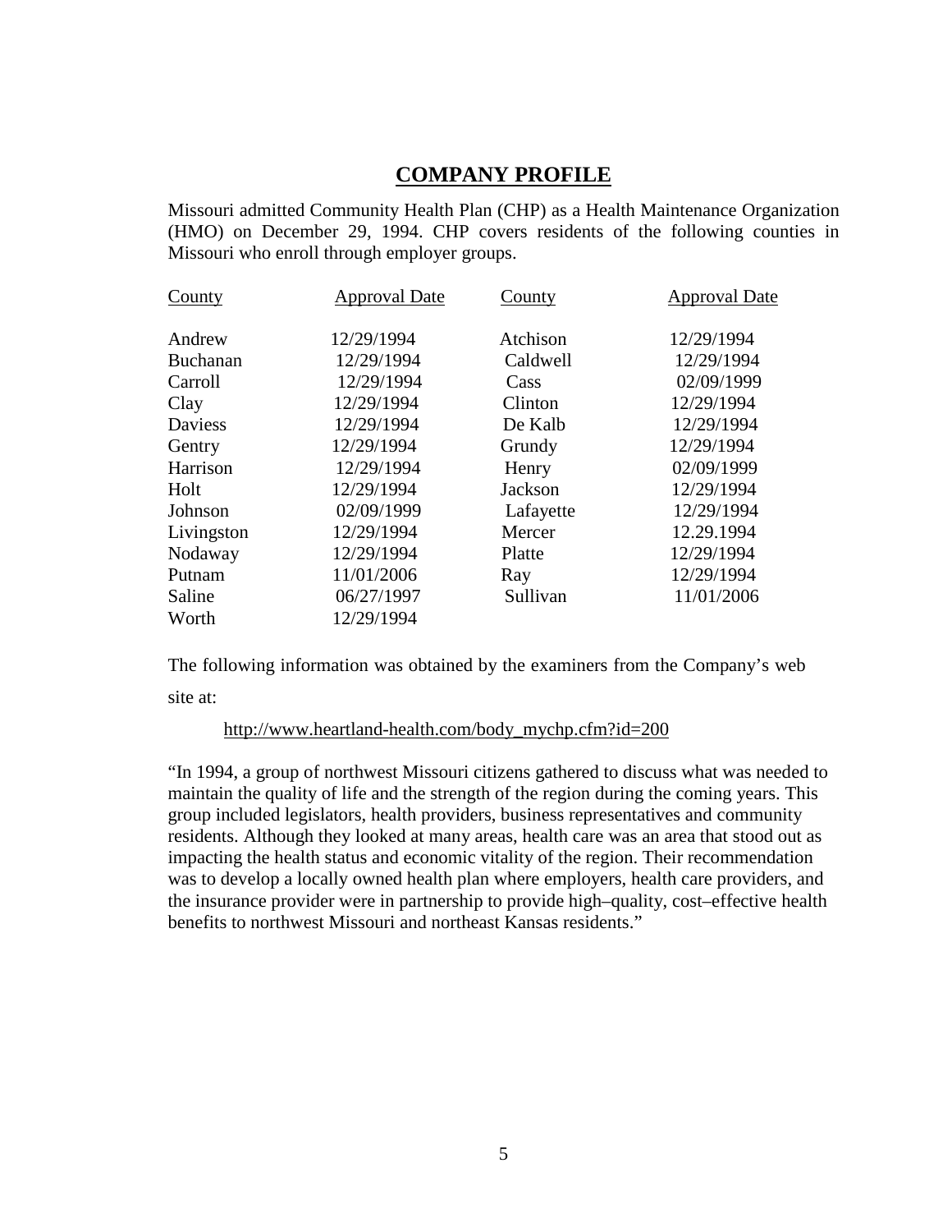## COMPANY PROFILE

Missouri admitted Community Health Plan (CHP) as a Health Maintenance Organization (HMO) on December 29, 1994. CHP covers residents of the following counties in Missouri who enroll through employer groups.

| County | Approval Date | County | Approval Date |
|---|---|---|---|
| Andrew | 12/29/1994 | Atchison | 12/29/1994 |
| Buchanan | 12/29/1994 | Caldwell | 12/29/1994 |
| Carroll | 12/29/1994 | Cass | 02/09/1999 |
| Clay | 12/29/1994 | Clinton | 12/29/1994 |
| Daviess | 12/29/1994 | De Kalb | 12/29/1994 |
| Gentry | 12/29/1994 | Grundy | 12/29/1994 |
| Harrison | 12/29/1994 | Henry | 02/09/1999 |
| Holt | 12/29/1994 | Jackson | 12/29/1994 |
| Johnson | 02/09/1999 | Lafayette | 12/29/1994 |
| Livingston | 12/29/1994 | Mercer | 12.29.1994 |
| Nodaway | 12/29/1994 | Platte | 12/29/1994 |
| Putnam | 11/01/2006 | Ray | 12/29/1994 |
| Saline | 06/27/1997 | Sullivan | 11/01/2006 |
| Worth | 12/29/1994 | | |

The following information was obtained by the examiners from the Company's web site at:

http://www.heartland-health.com/body_mychp.cfm?id=200

"In 1994, a group of northwest Missouri citizens gathered to discuss what was needed to maintain the quality of life and the strength of the region during the coming years. This group included legislators, health providers, business representatives and community residents. Although they looked at many areas, health care was an area that stood out as impacting the health status and economic vitality of the region. Their recommendation was to develop a locally owned health plan where employers, health care providers, and the insurance provider were in partnership to provide high–quality, cost–effective health benefits to northwest Missouri and northeast Kansas residents."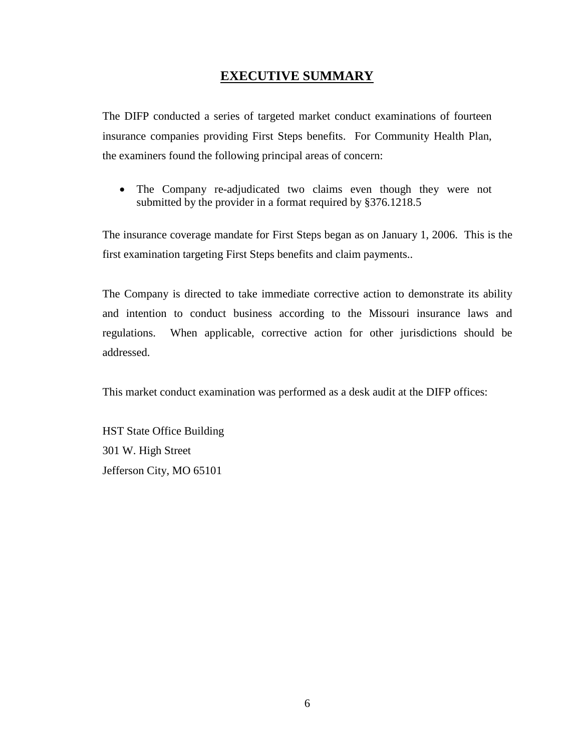# EXECUTIVE SUMMARY

The DIFP conducted a series of targeted market conduct examinations of fourteen insurance companies providing First Steps benefits. For Community Health Plan, the examiners found the following principal areas of concern:

- The Company re-adjudicated two claims even though they were not submitted by the provider in a format required by §376.1218.5

The insurance coverage mandate for First Steps began as on January 1, 2006. This is the first examination targeting First Steps benefits and claim payments..

The Company is directed to take immediate corrective action to demonstrate its ability and intention to conduct business according to the Missouri insurance laws and regulations. When applicable, corrective action for other jurisdictions should be addressed.

This market conduct examination was performed as a desk audit at the DIFP offices:

HST State Office Building
301 W. High Street
Jefferson City, MO 65101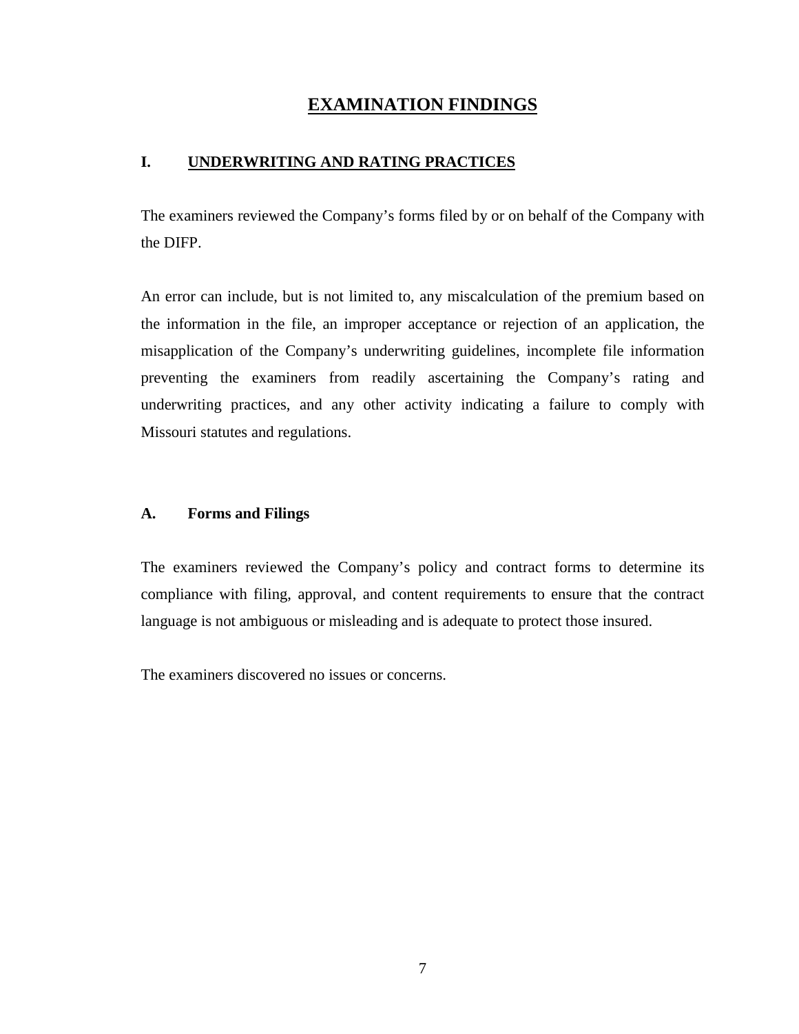# EXAMINATION FINDINGS

## I. UNDERWRITING AND RATING PRACTICES

The examiners reviewed the Company's forms filed by or on behalf of the Company with the DIFP.

An error can include, but is not limited to, any miscalculation of the premium based on the information in the file, an improper acceptance or rejection of an application, the misapplication of the Company's underwriting guidelines, incomplete file information preventing the examiners from readily ascertaining the Company's rating and underwriting practices, and any other activity indicating a failure to comply with Missouri statutes and regulations.

### A. Forms and Filings

The examiners reviewed the Company's policy and contract forms to determine its compliance with filing, approval, and content requirements to ensure that the contract language is not ambiguous or misleading and is adequate to protect those insured.

The examiners discovered no issues or concerns.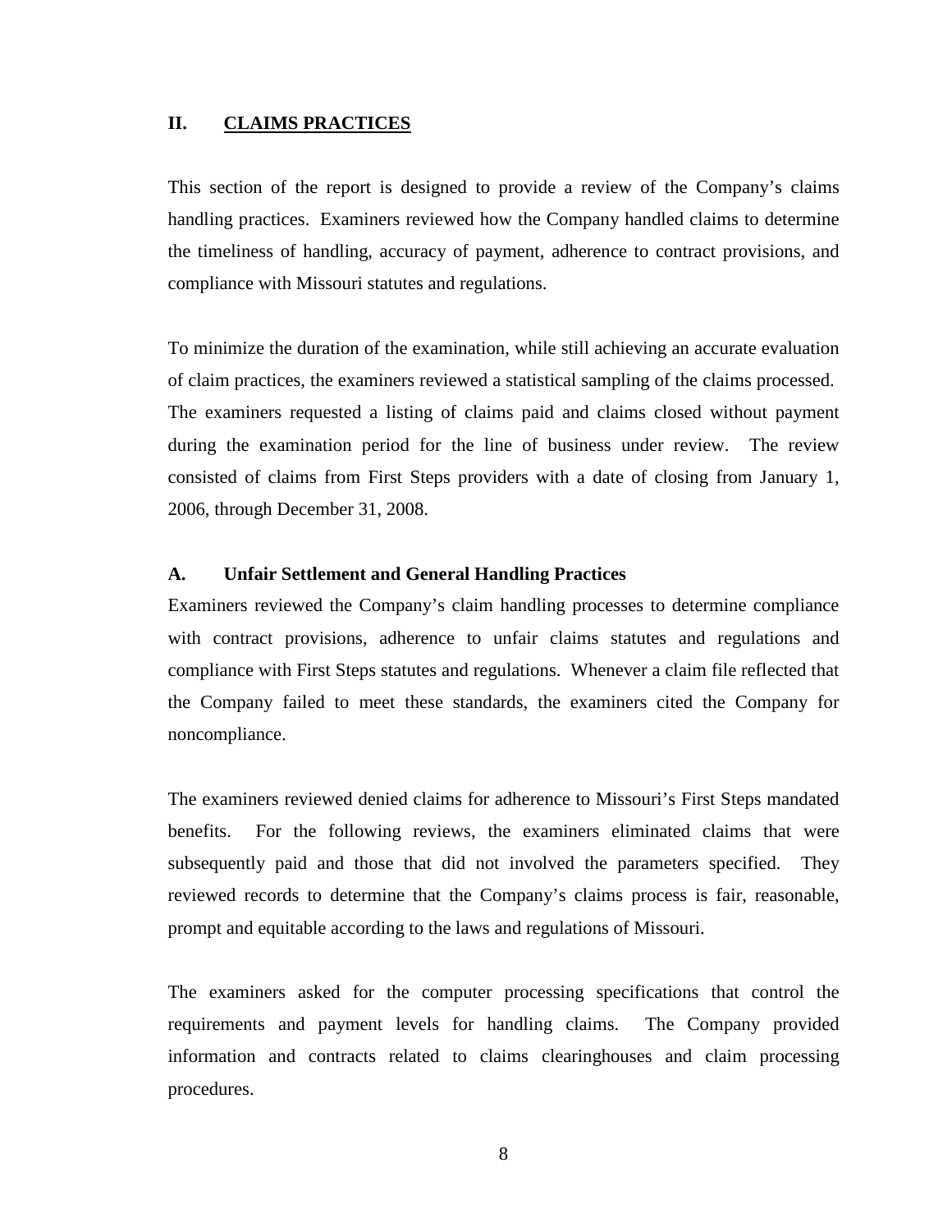## II. CLAIMS PRACTICES

This section of the report is designed to provide a review of the Company's claims handling practices. Examiners reviewed how the Company handled claims to determine the timeliness of handling, accuracy of payment, adherence to contract provisions, and compliance with Missouri statutes and regulations.

To minimize the duration of the examination, while still achieving an accurate evaluation of claim practices, the examiners reviewed a statistical sampling of the claims processed. The examiners requested a listing of claims paid and claims closed without payment during the examination period for the line of business under review. The review consisted of claims from First Steps providers with a date of closing from January 1, 2006, through December 31, 2008.

### A. Unfair Settlement and General Handling Practices

Examiners reviewed the Company's claim handling processes to determine compliance with contract provisions, adherence to unfair claims statutes and regulations and compliance with First Steps statutes and regulations. Whenever a claim file reflected that the Company failed to meet these standards, the examiners cited the Company for noncompliance.

The examiners reviewed denied claims for adherence to Missouri's First Steps mandated benefits. For the following reviews, the examiners eliminated claims that were subsequently paid and those that did not involved the parameters specified. They reviewed records to determine that the Company's claims process is fair, reasonable, prompt and equitable according to the laws and regulations of Missouri.

The examiners asked for the computer processing specifications that control the requirements and payment levels for handling claims. The Company provided information and contracts related to claims clearinghouses and claim processing procedures.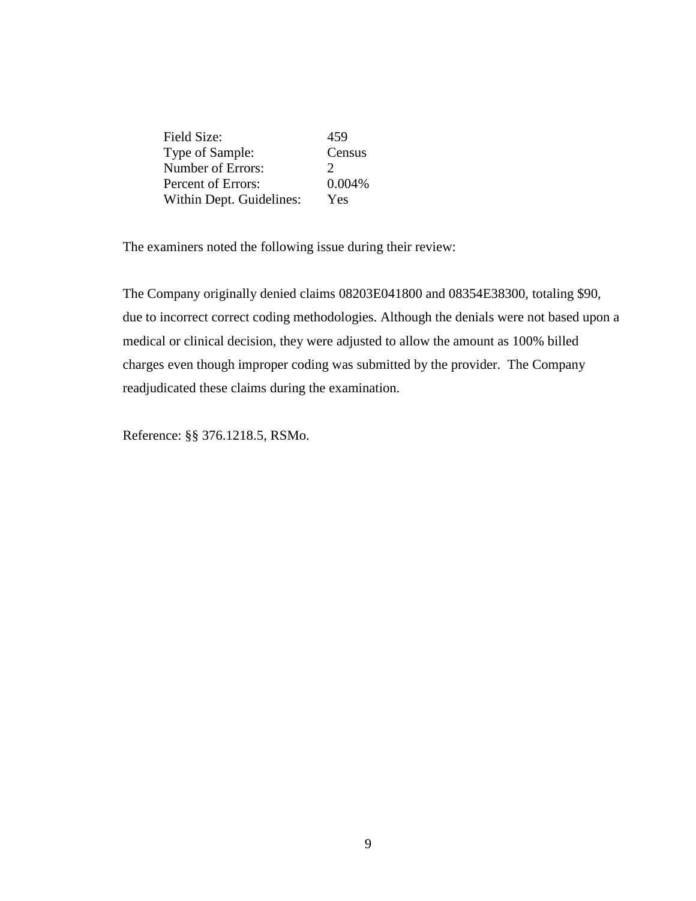| Field Size: | 459 |
| --- | --- |
| Type of Sample: | Census |
| Number of Errors: | 2 |
| Percent of Errors: | 0.004% |
| Within Dept. Guidelines: | Yes |

The examiners noted the following issue during their review:

The Company originally denied claims 08203E041800 and 08354E38300, totaling $90, due to incorrect correct coding methodologies. Although the denials were not based upon a medical or clinical decision, they were adjusted to allow the amount as 100% billed charges even though improper coding was submitted by the provider. The Company readjudicated these claims during the examination.

Reference: §§ 376.1218.5, RSMo.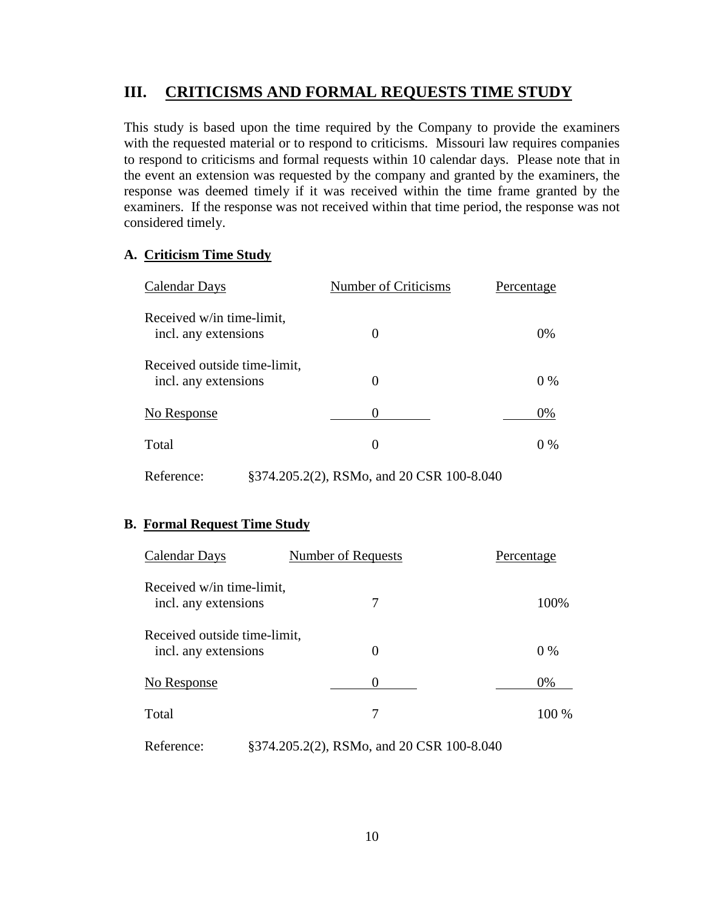## III. CRITICISMS AND FORMAL REQUESTS TIME STUDY

This study is based upon the time required by the Company to provide the examiners with the requested material or to respond to criticisms. Missouri law requires companies to respond to criticisms and formal requests within 10 calendar days. Please note that in the event an extension was requested by the company and granted by the examiners, the response was deemed timely if it was received within the time frame granted by the examiners. If the response was not received within that time period, the response was not considered timely.

### A. Criticism Time Study

| Calendar Days | Number of Criticisms | Percentage |
|---|---|---|
| Received w/in time-limit, incl. any extensions | 0 | 0% |
| Received outside time-limit, incl. any extensions | 0 | 0 % |
| No Response | 0 | 0% |
| Total | 0 | 0 % |

Reference: §374.205.2(2), RSMo, and 20 CSR 100-8.040

### B. Formal Request Time Study

| Calendar Days | Number of Requests | Percentage |
|---|---|---|
| Received w/in time-limit, incl. any extensions | 7 | 100% |
| Received outside time-limit, incl. any extensions | 0 | 0 % |
| No Response | 0 | 0% |
| Total | 7 | 100 % |

Reference: §374.205.2(2), RSMo, and 20 CSR 100-8.040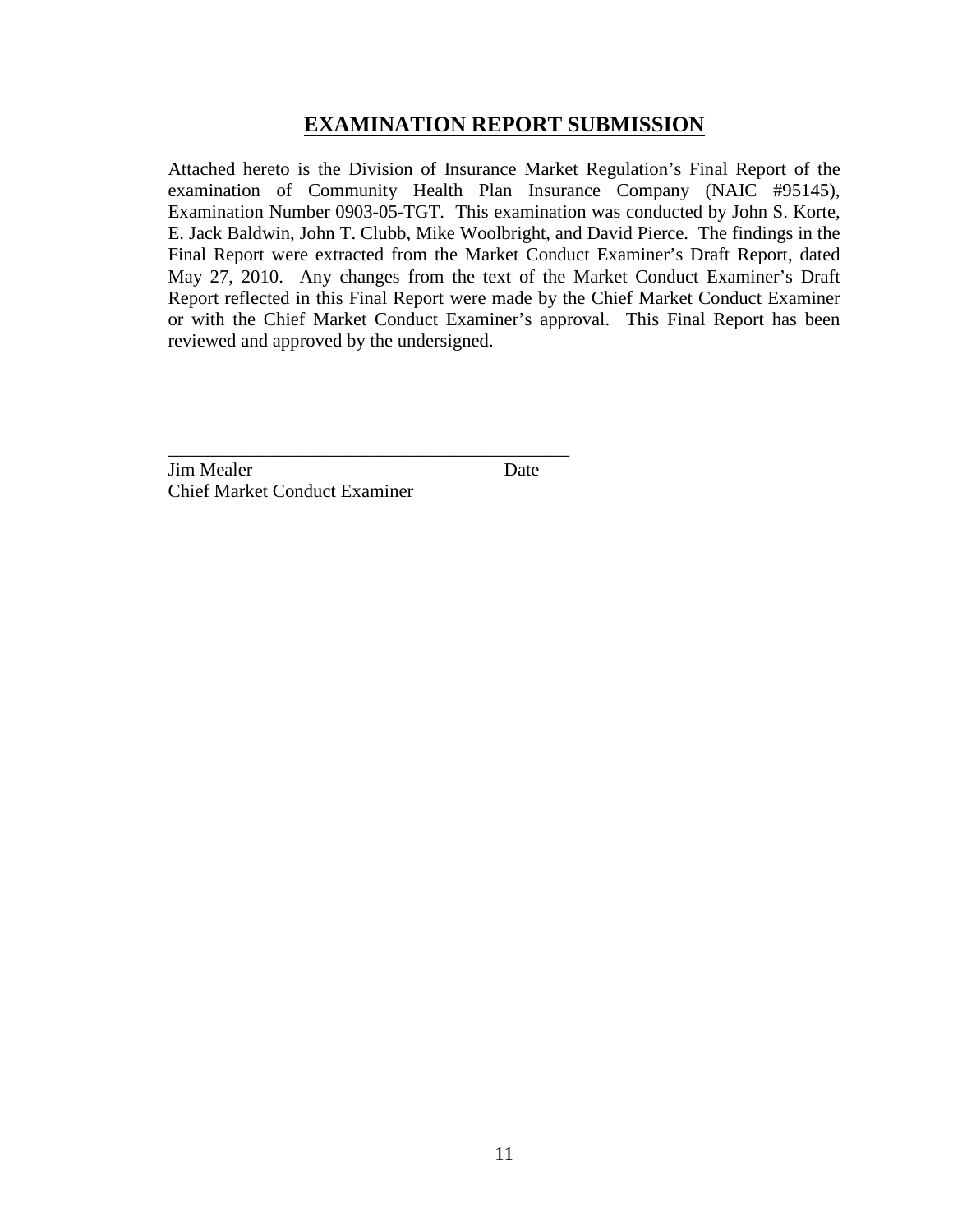# EXAMINATION REPORT SUBMISSION

Attached hereto is the Division of Insurance Market Regulation's Final Report of the examination of Community Health Plan Insurance Company (NAIC #95145), Examination Number 0903-05-TGT. This examination was conducted by John S. Korte, E. Jack Baldwin, John T. Clubb, Mike Woolbright, and David Pierce. The findings in the Final Report were extracted from the Market Conduct Examiner's Draft Report, dated May 27, 2010. Any changes from the text of the Market Conduct Examiner's Draft Report reflected in this Final Report were made by the Chief Market Conduct Examiner or with the Chief Market Conduct Examiner's approval. This Final Report has been reviewed and approved by the undersigned.

\_\_\_\_\_\_\_\_\_\_\_\_\_\_\_\_\_\_\_\_\_\_\_\_\_\_\_\_\_\_\_\_\_\_\_\_\_\_\_\_\_\_\_\_

Jim Mealer                                        Date
Chief Market Conduct Examiner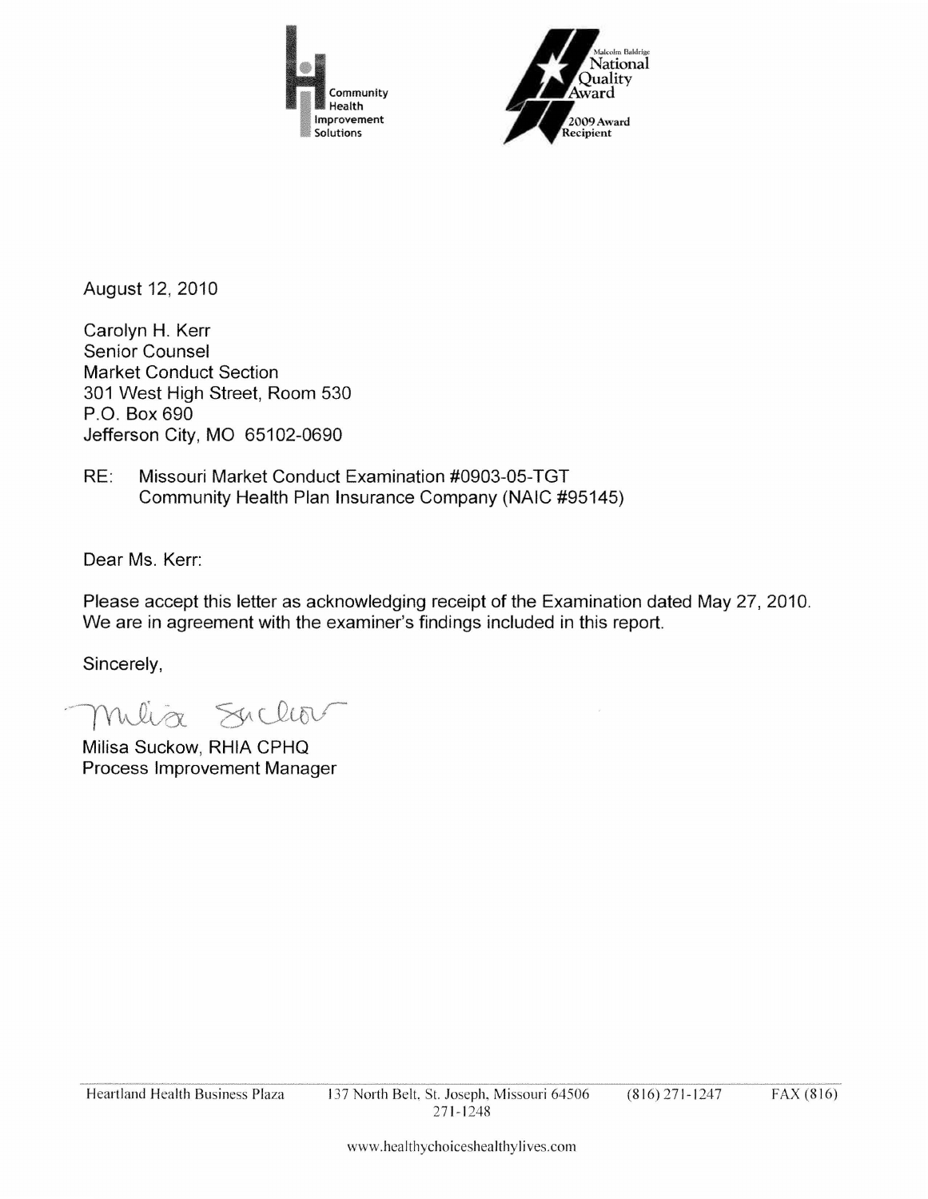Community Health Improvement Solutions

Malcolm Baldrige National Quality Award 2009 Award Recipient

August 12, 2010

Carolyn H. Kerr
Senior Counsel
Market Conduct Section
301 West High Street, Room 530
P.O. Box 690
Jefferson City, MO 65102-0690

RE: Missouri Market Conduct Examination #0903-05-TGT
Community Health Plan Insurance Company (NAIC #95145)

Dear Ms. Kerr:

Please accept this letter as acknowledging receipt of the Examination dated May 27, 2010. We are in agreement with the examiner's findings included in this report.

Sincerely,

Milisa Suckow

Milisa Suckow, RHIA CPHQ
Process Improvement Manager

Heartland Health Business Plaza 137 North Belt, St. Joseph, Missouri 64506 (816) 271-1247 FAX (816) 271-1248

www.healthychoiceshealthylives.com